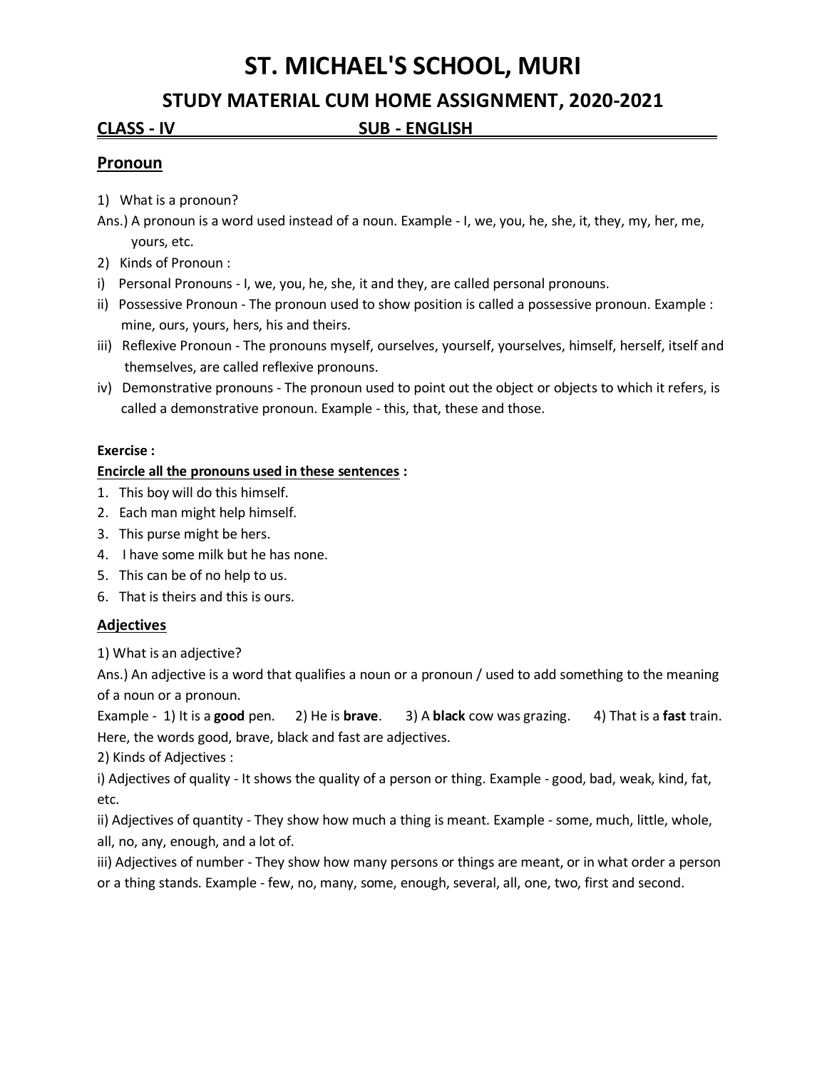# ST. MICHAEL'S SCHOOL, MURI

## STUDY MATERIAL CUM HOME ASSIGNMENT, 2020-2021

**CLASS - IV** **SUB - ENGLISH**

### Pronoun

1) What is a pronoun?

Ans.) A pronoun is a word used instead of a noun. Example - I, we, you, he, she, it, they, my, her, me, yours, etc.

2) Kinds of Pronoun :

i) Personal Pronouns - I, we, you, he, she, it and they, are called personal pronouns.

ii) Possessive Pronoun - The pronoun used to show position is called a possessive pronoun. Example : mine, ours, yours, hers, his and theirs.

iii) Reflexive Pronoun - The pronouns myself, ourselves, yourself, yourselves, himself, herself, itself and themselves, are called reflexive pronouns.

iv) Demonstrative pronouns - The pronoun used to point out the object or objects to which it refers, is called a demonstrative pronoun. Example - this, that, these and those.

**Exercise :**

**Encircle all the pronouns used in these sentences :**

1. This boy will do this himself.
2. Each man might help himself.
3. This purse might be hers.
4. I have some milk but he has none.
5. This can be of no help to us.
6. That is theirs and this is ours.

### Adjectives

1) What is an adjective?

Ans.) An adjective is a word that qualifies a noun or a pronoun / used to add something to the meaning of a noun or a pronoun.

Example - 1) It is a **good** pen. 2) He is **brave**. 3) A **black** cow was grazing. 4) That is a **fast** train. Here, the words good, brave, black and fast are adjectives.

2) Kinds of Adjectives :

i) Adjectives of quality - It shows the quality of a person or thing. Example - good, bad, weak, kind, fat, etc.

ii) Adjectives of quantity - They show how much a thing is meant. Example - some, much, little, whole, all, no, any, enough, and a lot of.

iii) Adjectives of number - They show how many persons or things are meant, or in what order a person or a thing stands. Example - few, no, many, some, enough, several, all, one, two, first and second.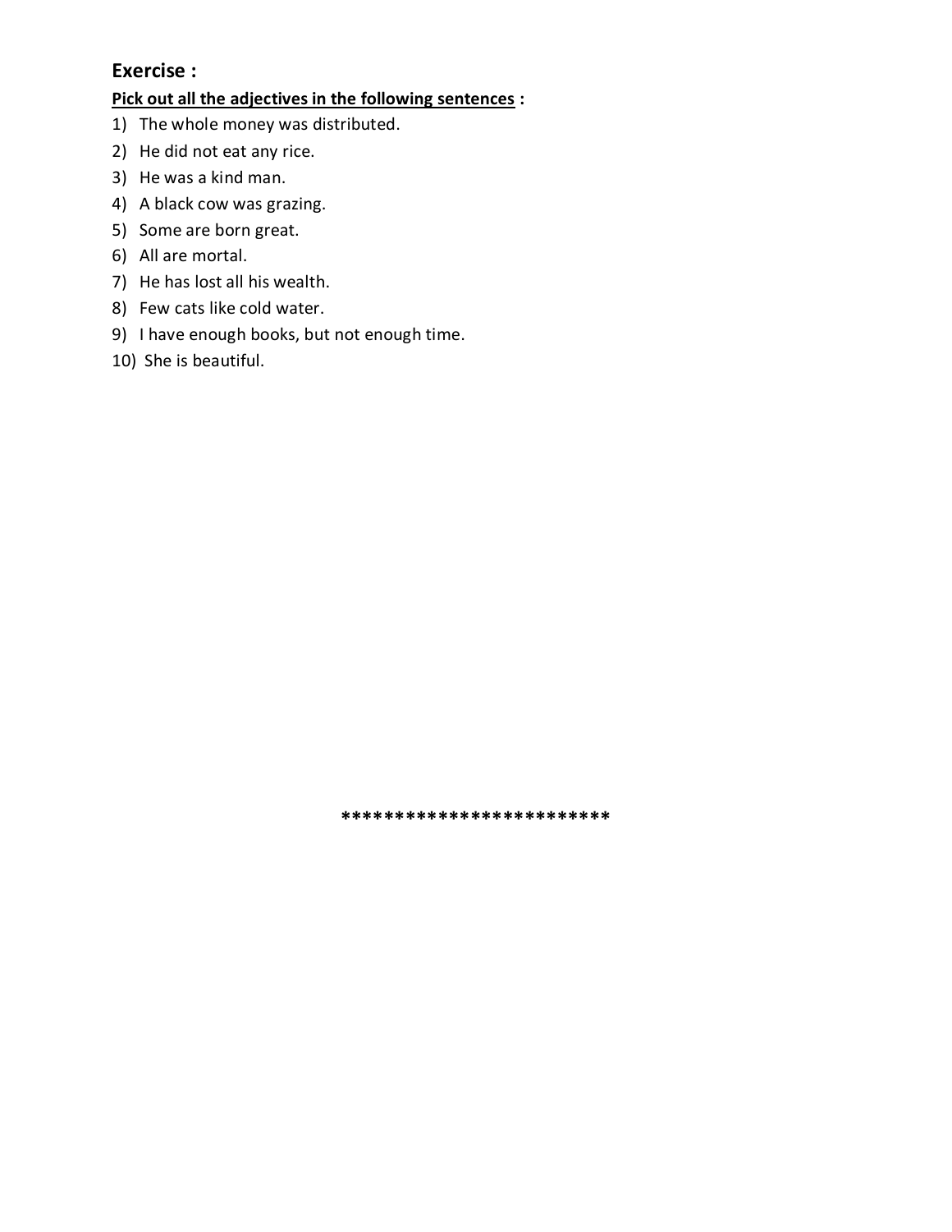## Exercise :

**Pick out all the adjectives in the following sentences** :

1) The whole money was distributed.
2) He did not eat any rice.
3) He was a kind man.
4) A black cow was grazing.
5) Some are born great.
6) All are mortal.
7) He has lost all his wealth.
8) Few cats like cold water.
9) I have enough books, but not enough time.
10) She is beautiful.

*************************